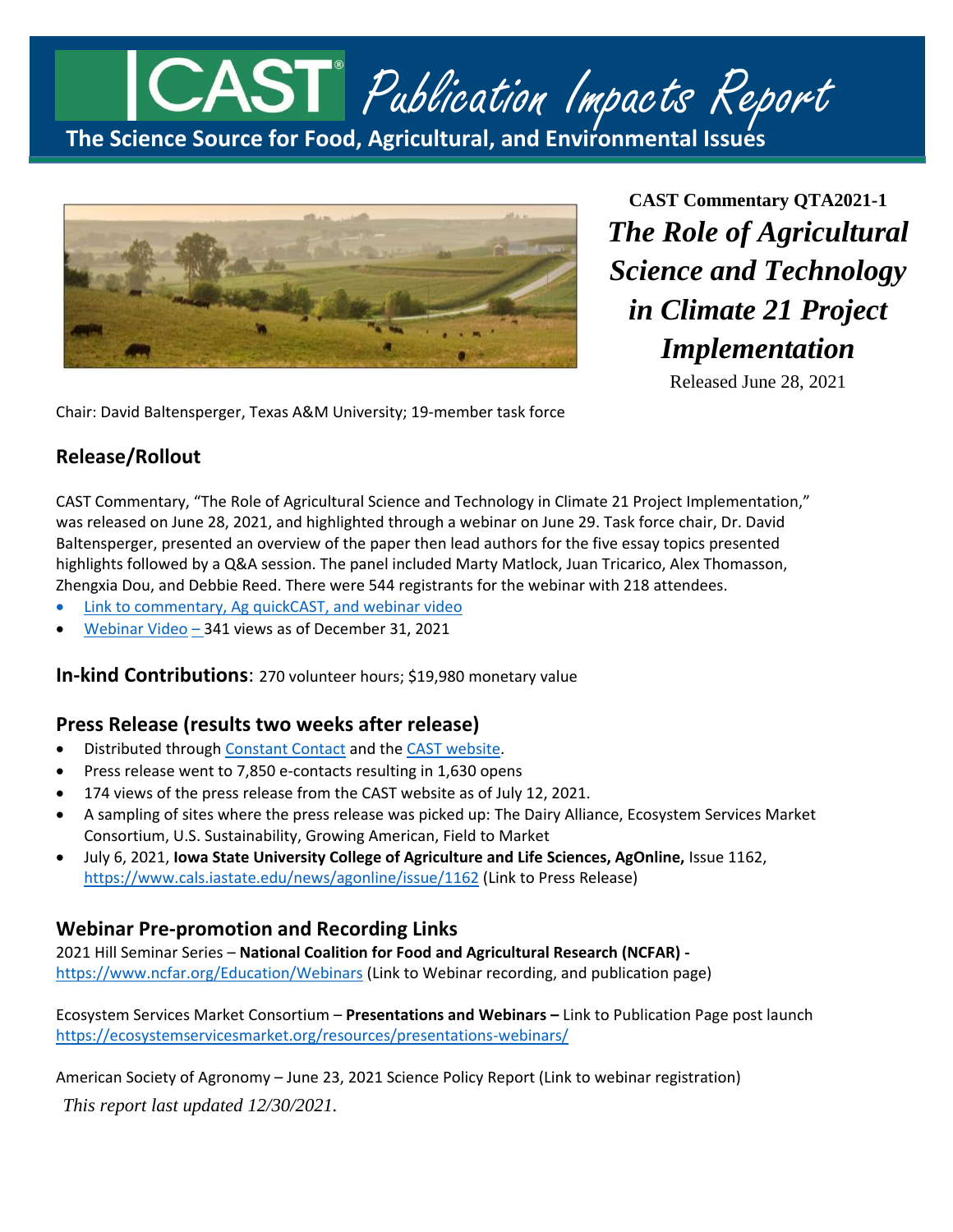# CAST Publication Impacts Report

**The Science Source for Food, Agricultural, and Environmental Issues**

**CAST Commentary QTA2021-1**

## *The Role of Agricultural Science and Technology in Climate 21 Project Implementation*

Released June 28, 2021

Chair: David Baltensperger, Texas A&M University; 19-member task force

## Release/Rollout

CAST Commentary, "The Role of Agricultural Science and Technology in Climate 21 Project Implementation," was released on June 28, 2021, and highlighted through a webinar on June 29. Task force chair, Dr. David Baltensperger, presented an overview of the paper then lead authors for the five essay topics presented highlights followed by a Q&A session. The panel included Marty Matlock, Juan Tricarico, Alex Thomasson, Zhengxia Dou, and Debbie Reed. There were 544 registrants for the webinar with 218 attendees.

- Link to commentary, Ag quickCAST, and webinar video
- Webinar Video – 341 views as of December 31, 2021

**In-kind Contributions**: 270 volunteer hours; $19,980 monetary value

## Press Release (results two weeks after release)

- Distributed through Constant Contact and the CAST website.
- Press release went to 7,850 e-contacts resulting in 1,630 opens
- 174 views of the press release from the CAST website as of July 12, 2021.
- A sampling of sites where the press release was picked up: The Dairy Alliance, Ecosystem Services Market Consortium, U.S. Sustainability, Growing American, Field to Market
- July 6, 2021, **Iowa State University College of Agriculture and Life Sciences, AgOnline,** Issue 1162, https://www.cals.iastate.edu/news/agonline/issue/1162 (Link to Press Release)

## Webinar Pre-promotion and Recording Links

2021 Hill Seminar Series – **National Coalition for Food and Agricultural Research (NCFAR) -** https://www.ncfar.org/Education/Webinars (Link to Webinar recording, and publication page)

Ecosystem Services Market Consortium – **Presentations and Webinars –** Link to Publication Page post launch https://ecosystemservicesmarket.org/resources/presentations-webinars/

American Society of Agronomy – June 23, 2021 Science Policy Report (Link to webinar registration)

*This report last updated 12/30/2021.*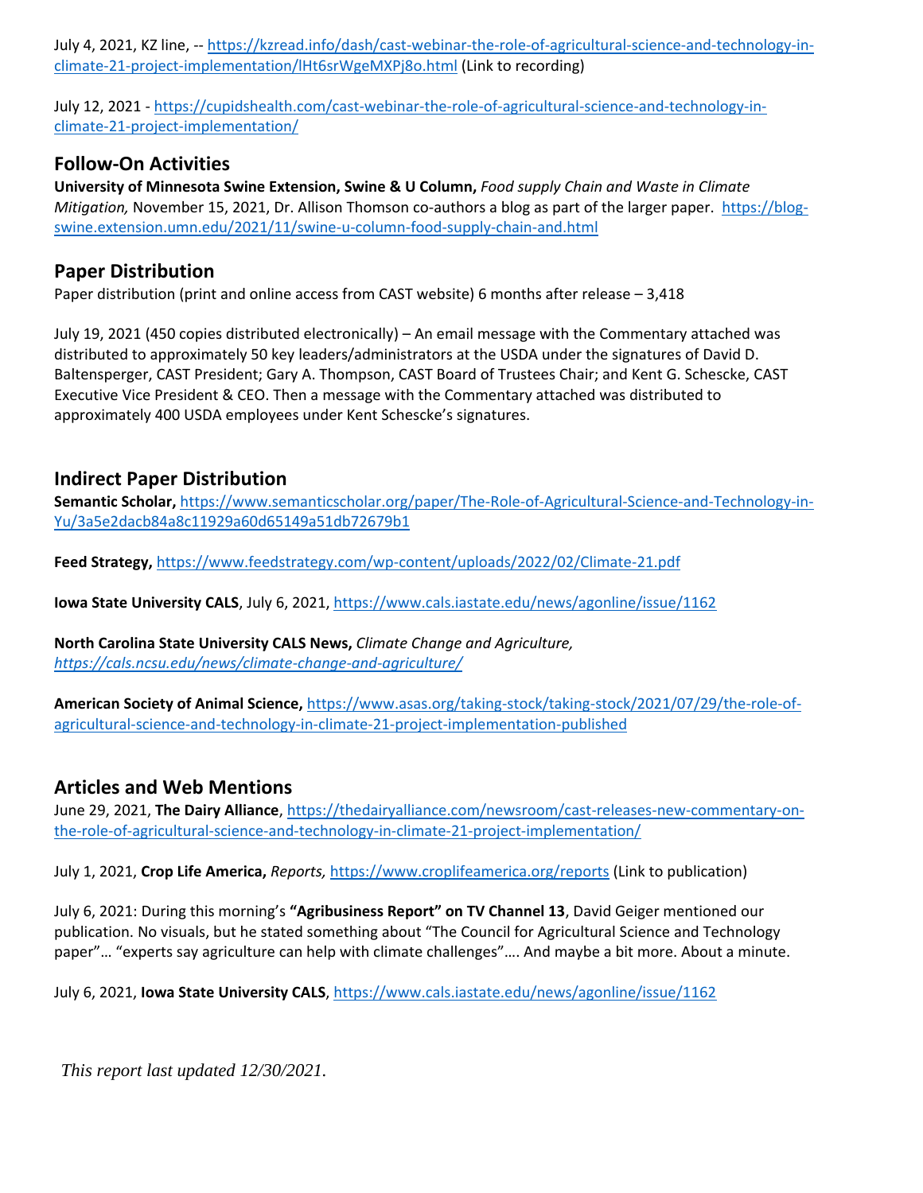July 4, 2021, KZ line, -- https://kzread.info/dash/cast-webinar-the-role-of-agricultural-science-and-technology-in-climate-21-project-implementation/lHt6srWgeMXPj8o.html (Link to recording)

July 12, 2021 - https://cupidshealth.com/cast-webinar-the-role-of-agricultural-science-and-technology-in-climate-21-project-implementation/

## Follow-On Activities

**University of Minnesota Swine Extension, Swine & U Column,** *Food supply Chain and Waste in Climate Mitigation,* November 15, 2021, Dr. Allison Thomson co-authors a blog as part of the larger paper. https://blog-swine.extension.umn.edu/2021/11/swine-u-column-food-supply-chain-and.html

## Paper Distribution

Paper distribution (print and online access from CAST website) 6 months after release – 3,418

July 19, 2021 (450 copies distributed electronically) – An email message with the Commentary attached was distributed to approximately 50 key leaders/administrators at the USDA under the signatures of David D. Baltensperger, CAST President; Gary A. Thompson, CAST Board of Trustees Chair; and Kent G. Schescke, CAST Executive Vice President & CEO. Then a message with the Commentary attached was distributed to approximately 400 USDA employees under Kent Schescke's signatures.

## Indirect Paper Distribution

**Semantic Scholar,** https://www.semanticscholar.org/paper/The-Role-of-Agricultural-Science-and-Technology-in-Yu/3a5e2dacb84a8c11929a60d65149a51db72679b1

**Feed Strategy,** https://www.feedstrategy.com/wp-content/uploads/2022/02/Climate-21.pdf

**Iowa State University CALS**, July 6, 2021, https://www.cals.iastate.edu/news/agonline/issue/1162

**North Carolina State University CALS News,** *Climate Change and Agriculture,* *https://cals.ncsu.edu/news/climate-change-and-agriculture/*

**American Society of Animal Science,** https://www.asas.org/taking-stock/taking-stock/2021/07/29/the-role-of-agricultural-science-and-technology-in-climate-21-project-implementation-published

## Articles and Web Mentions

June 29, 2021, **The Dairy Alliance**, https://thedairyalliance.com/newsroom/cast-releases-new-commentary-on-the-role-of-agricultural-science-and-technology-in-climate-21-project-implementation/

July 1, 2021, **Crop Life America,** *Reports,* https://www.croplifeamerica.org/reports (Link to publication)

July 6, 2021: During this morning's **"Agribusiness Report" on TV Channel 13**, David Geiger mentioned our publication. No visuals, but he stated something about "The Council for Agricultural Science and Technology paper"… "experts say agriculture can help with climate challenges"…. And maybe a bit more. About a minute.

July 6, 2021, **Iowa State University CALS**, https://www.cals.iastate.edu/news/agonline/issue/1162

*This report last updated 12/30/2021.*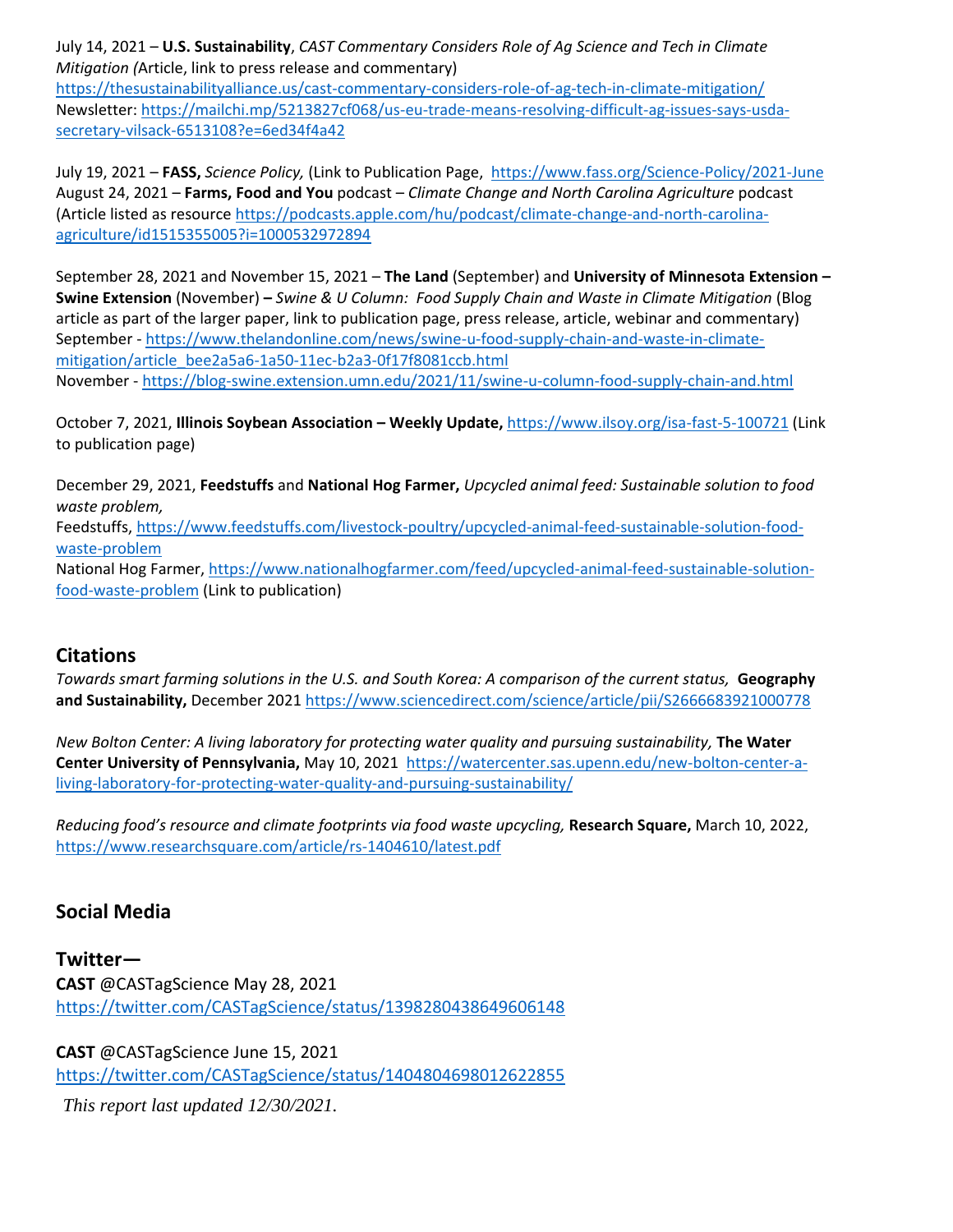July 14, 2021 – **U.S. Sustainability**, *CAST Commentary Considers Role of Ag Science and Tech in Climate Mitigation (*Article, link to press release and commentary)
https://thesustainabilityalliance.us/cast-commentary-considers-role-of-ag-tech-in-climate-mitigation/
Newsletter: https://mailchi.mp/5213827cf068/us-eu-trade-means-resolving-difficult-ag-issues-says-usda-secretary-vilsack-6513108?e=6ed34f4a42

July 19, 2021 – **FASS,** *Science Policy,* (Link to Publication Page, https://www.fass.org/Science-Policy/2021-June
August 24, 2021 – **Farms, Food and You** podcast – *Climate Change and North Carolina Agriculture* podcast (Article listed as resource https://podcasts.apple.com/hu/podcast/climate-change-and-north-carolina-agriculture/id1515355005?i=1000532972894

September 28, 2021 and November 15, 2021 – **The Land** (September) and **University of Minnesota Extension – Swine Extension** (November) **–** *Swine & U Column: Food Supply Chain and Waste in Climate Mitigation* (Blog article as part of the larger paper, link to publication page, press release, article, webinar and commentary)
September - https://www.thelandonline.com/news/swine-u-food-supply-chain-and-waste-in-climate-mitigation/article_bee2a5a6-1a50-11ec-b2a3-0f17f8081ccb.html
November - https://blog-swine.extension.umn.edu/2021/11/swine-u-column-food-supply-chain-and.html

October 7, 2021, **Illinois Soybean Association – Weekly Update,** https://www.ilsoy.org/isa-fast-5-100721 (Link to publication page)

December 29, 2021, **Feedstuffs** and **National Hog Farmer,** *Upcycled animal feed: Sustainable solution to food waste problem,*
Feedstuffs, https://www.feedstuffs.com/livestock-poultry/upcycled-animal-feed-sustainable-solution-food-waste-problem
National Hog Farmer, https://www.nationalhogfarmer.com/feed/upcycled-animal-feed-sustainable-solution-food-waste-problem (Link to publication)

## Citations

*Towards smart farming solutions in the U.S. and South Korea: A comparison of the current status,* **Geography and Sustainability,** December 2021 https://www.sciencedirect.com/science/article/pii/S2666683921000778

*New Bolton Center: A living laboratory for protecting water quality and pursuing sustainability,* **The Water Center University of Pennsylvania,** May 10, 2021 https://watercenter.sas.upenn.edu/new-bolton-center-a-living-laboratory-for-protecting-water-quality-and-pursuing-sustainability/

*Reducing food's resource and climate footprints via food waste upcycling,* **Research Square,** March 10, 2022, https://www.researchsquare.com/article/rs-1404610/latest.pdf

## Social Media

### Twitter—

**CAST** @CASTagScience May 28, 2021
https://twitter.com/CASTagScience/status/1398280438649606148

**CAST** @CASTagScience June 15, 2021
https://twitter.com/CASTagScience/status/1404804698012622855

*This report last updated 12/30/2021.*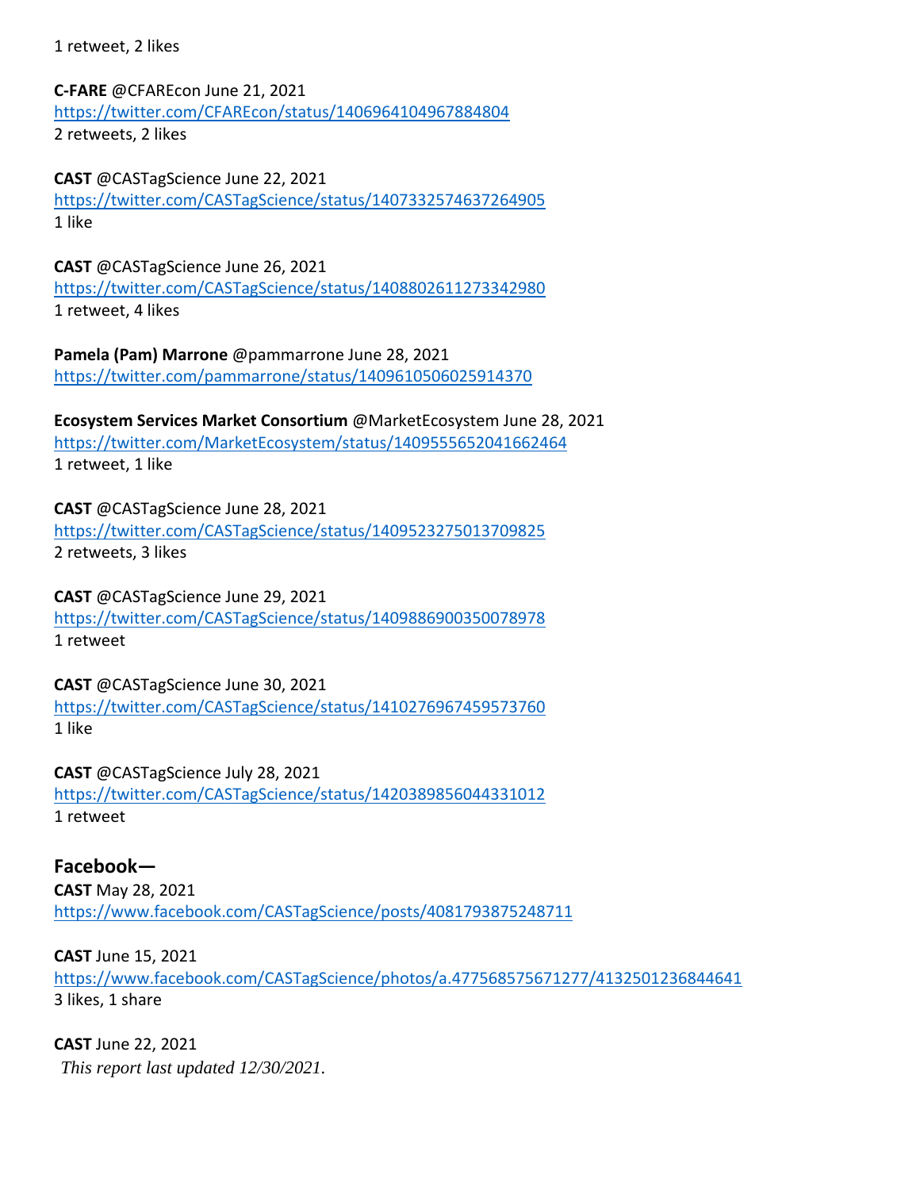1 retweet, 2 likes

**C-FARE** @CFAREcon June 21, 2021
https://twitter.com/CFAREcon/status/1406964104967884804
2 retweets, 2 likes

**CAST** @CASTagScience June 22, 2021
https://twitter.com/CASTagScience/status/1407332574637264905
1 like

**CAST** @CASTagScience June 26, 2021
https://twitter.com/CASTagScience/status/1408802611273342980
1 retweet, 4 likes

**Pamela (Pam) Marrone** @pammarrone June 28, 2021
https://twitter.com/pammarrone/status/1409610506025914370

**Ecosystem Services Market Consortium** @MarketEcosystem June 28, 2021
https://twitter.com/MarketEcosystem/status/1409555652041662464
1 retweet, 1 like

**CAST** @CASTagScience June 28, 2021
https://twitter.com/CASTagScience/status/1409523275013709825
2 retweets, 3 likes

**CAST** @CASTagScience June 29, 2021
https://twitter.com/CASTagScience/status/1409886900350078978
1 retweet

**CAST** @CASTagScience June 30, 2021
https://twitter.com/CASTagScience/status/1410276967459573760
1 like

**CAST** @CASTagScience July 28, 2021
https://twitter.com/CASTagScience/status/1420389856044331012
1 retweet

### Facebook—

**CAST** May 28, 2021
https://www.facebook.com/CASTagScience/posts/4081793875248711

**CAST** June 15, 2021
https://www.facebook.com/CASTagScience/photos/a.477568575671277/4132501236844641
3 likes, 1 share

**CAST** June 22, 2021

*This report last updated 12/30/2021.*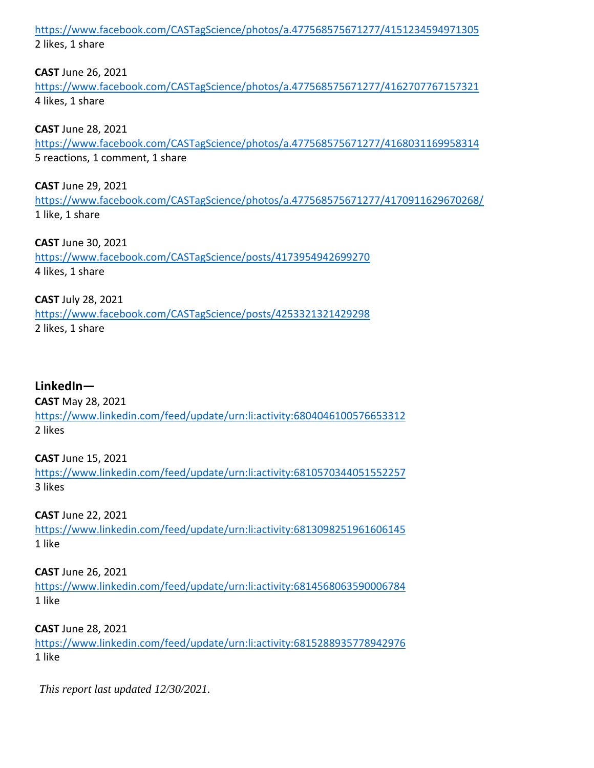https://www.facebook.com/CASTagScience/photos/a.477568575671277/4151234594971305
2 likes, 1 share

**CAST** June 26, 2021
https://www.facebook.com/CASTagScience/photos/a.477568575671277/4162707767157321
4 likes, 1 share

**CAST** June 28, 2021
https://www.facebook.com/CASTagScience/photos/a.477568575671277/4168031169958314
5 reactions, 1 comment, 1 share

**CAST** June 29, 2021
https://www.facebook.com/CASTagScience/photos/a.477568575671277/4170911629670268/
1 like, 1 share

**CAST** June 30, 2021
https://www.facebook.com/CASTagScience/posts/4173954942699270
4 likes, 1 share

**CAST** July 28, 2021
https://www.facebook.com/CASTagScience/posts/4253321321429298
2 likes, 1 share

**LinkedIn—**

**CAST** May 28, 2021
https://www.linkedin.com/feed/update/urn:li:activity:6804046100576653312
2 likes

**CAST** June 15, 2021
https://www.linkedin.com/feed/update/urn:li:activity:6810570344051552257
3 likes

**CAST** June 22, 2021
https://www.linkedin.com/feed/update/urn:li:activity:6813098251961606145
1 like

**CAST** June 26, 2021
https://www.linkedin.com/feed/update/urn:li:activity:6814568063590006784
1 like

**CAST** June 28, 2021
https://www.linkedin.com/feed/update/urn:li:activity:6815288935778942976
1 like

*This report last updated 12/30/2021.*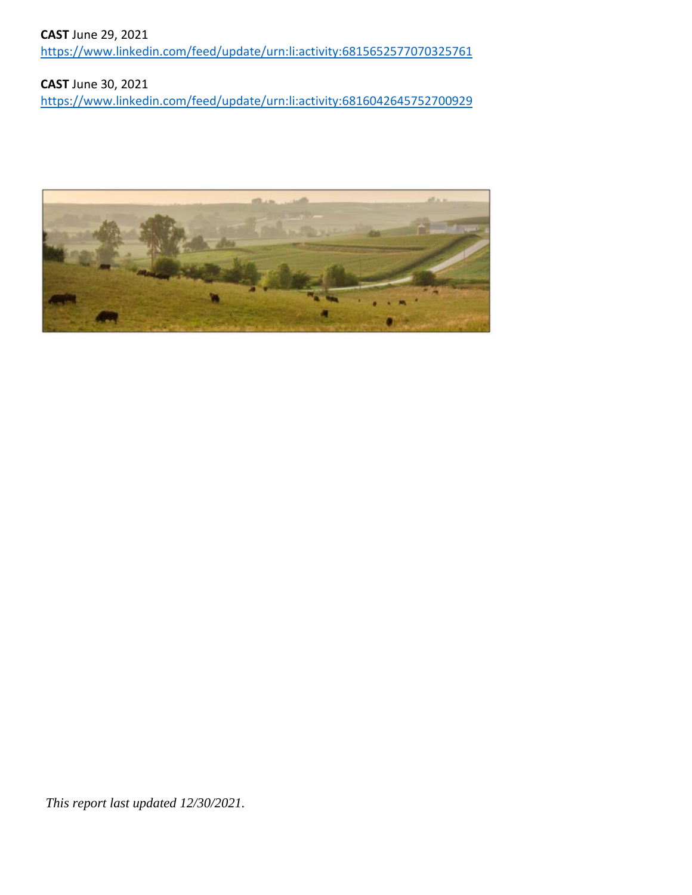**CAST** June 29, 2021
https://www.linkedin.com/feed/update/urn:li:activity:6815652577070325761

**CAST** June 30, 2021
https://www.linkedin.com/feed/update/urn:li:activity:6816042645752700929

*This report last updated 12/30/2021.*